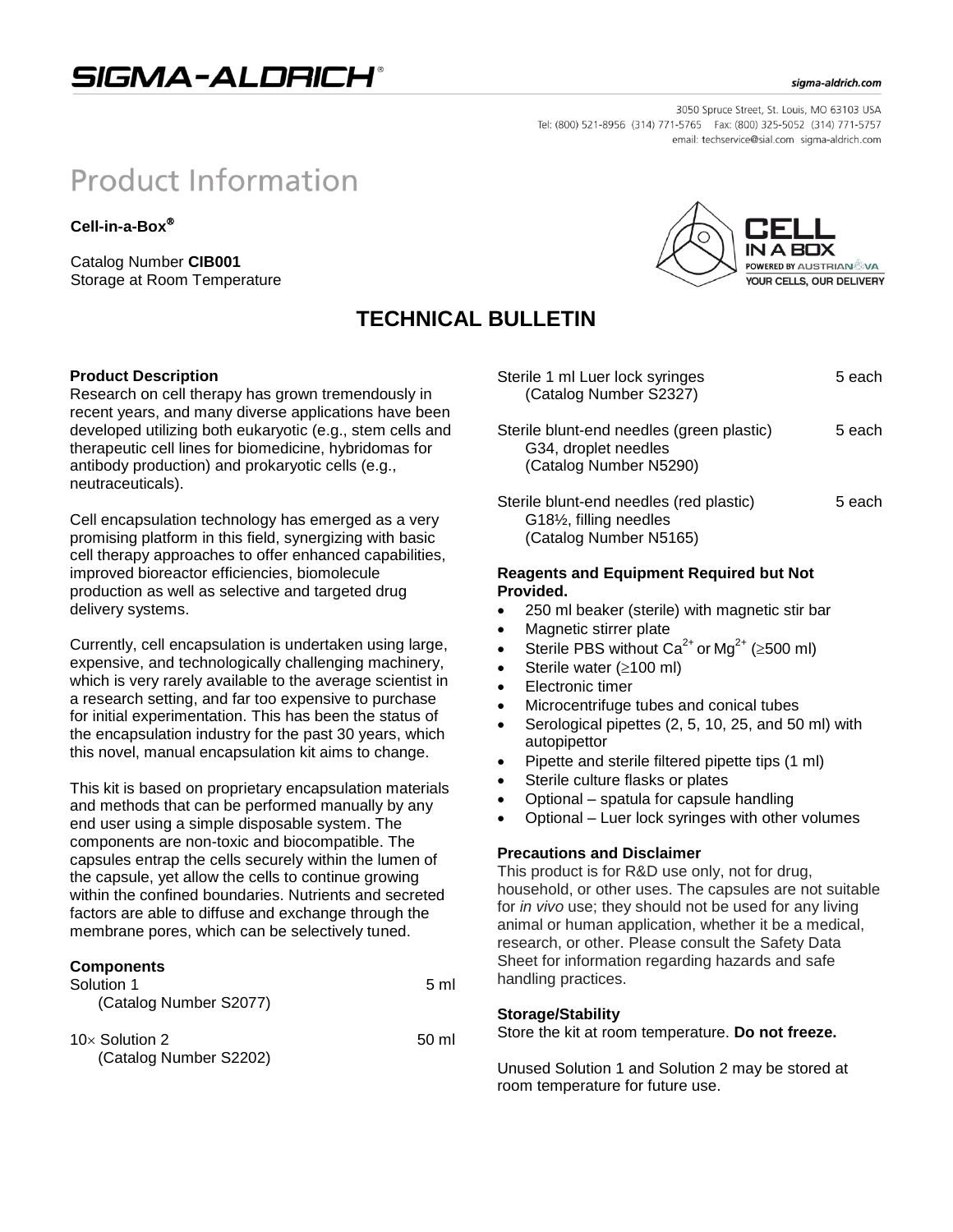# Product Information

**Cell-in-a-Box®**

Catalog Number **CIB001**
Storage at Room Temperature

## TECHNICAL BULLETIN

### Product Description

Research on cell therapy has grown tremendously in recent years, and many diverse applications have been developed utilizing both eukaryotic (e.g., stem cells and therapeutic cell lines for biomedicine, hybridomas for antibody production) and prokaryotic cells (e.g., neutraceuticals).

Cell encapsulation technology has emerged as a very promising platform in this field, synergizing with basic cell therapy approaches to offer enhanced capabilities, improved bioreactor efficiencies, biomolecule production as well as selective and targeted drug delivery systems.

Currently, cell encapsulation is undertaken using large, expensive, and technologically challenging machinery, which is very rarely available to the average scientist in a research setting, and far too expensive to purchase for initial experimentation. This has been the status of the encapsulation industry for the past 30 years, which this novel, manual encapsulation kit aims to change.

This kit is based on proprietary encapsulation materials and methods that can be performed manually by any end user using a simple disposable system. The components are non-toxic and biocompatible. The capsules entrap the cells securely within the lumen of the capsule, yet allow the cells to continue growing within the confined boundaries. Nutrients and secreted factors are able to diffuse and exchange through the membrane pores, which can be selectively tuned.

### Components

| Component | Quantity |
|---|---|
| Solution 1 (Catalog Number S2077) | 5 ml |
| 10× Solution 2 (Catalog Number S2202) | 50 ml |
| Sterile 1 ml Luer lock syringes (Catalog Number S2327) | 5 each |
| Sterile blunt-end needles (green plastic) G34, droplet needles (Catalog Number N5290) | 5 each |
| Sterile blunt-end needles (red plastic) G18½, filling needles (Catalog Number N5165) | 5 each |

### Reagents and Equipment Required but Not Provided.

- 250 ml beaker (sterile) with magnetic stir bar
- Magnetic stirrer plate
- Sterile PBS without $Ca^{2+}$ or $Mg^{2+}$ (≥500 ml)
- Sterile water (≥100 ml)
- Electronic timer
- Microcentrifuge tubes and conical tubes
- Serological pipettes (2, 5, 10, 25, and 50 ml) with autopipettor
- Pipette and sterile filtered pipette tips (1 ml)
- Sterile culture flasks or plates
- Optional – spatula for capsule handling
- Optional – Luer lock syringes with other volumes

### Precautions and Disclaimer

This product is for R&D use only, not for drug, household, or other uses. The capsules are not suitable for *in vivo* use; they should not be used for any living animal or human application, whether it be a medical, research, or other. Please consult the Safety Data Sheet for information regarding hazards and safe handling practices.

### Storage/Stability

Store the kit at room temperature. **Do not freeze.**

Unused Solution 1 and Solution 2 may be stored at room temperature for future use.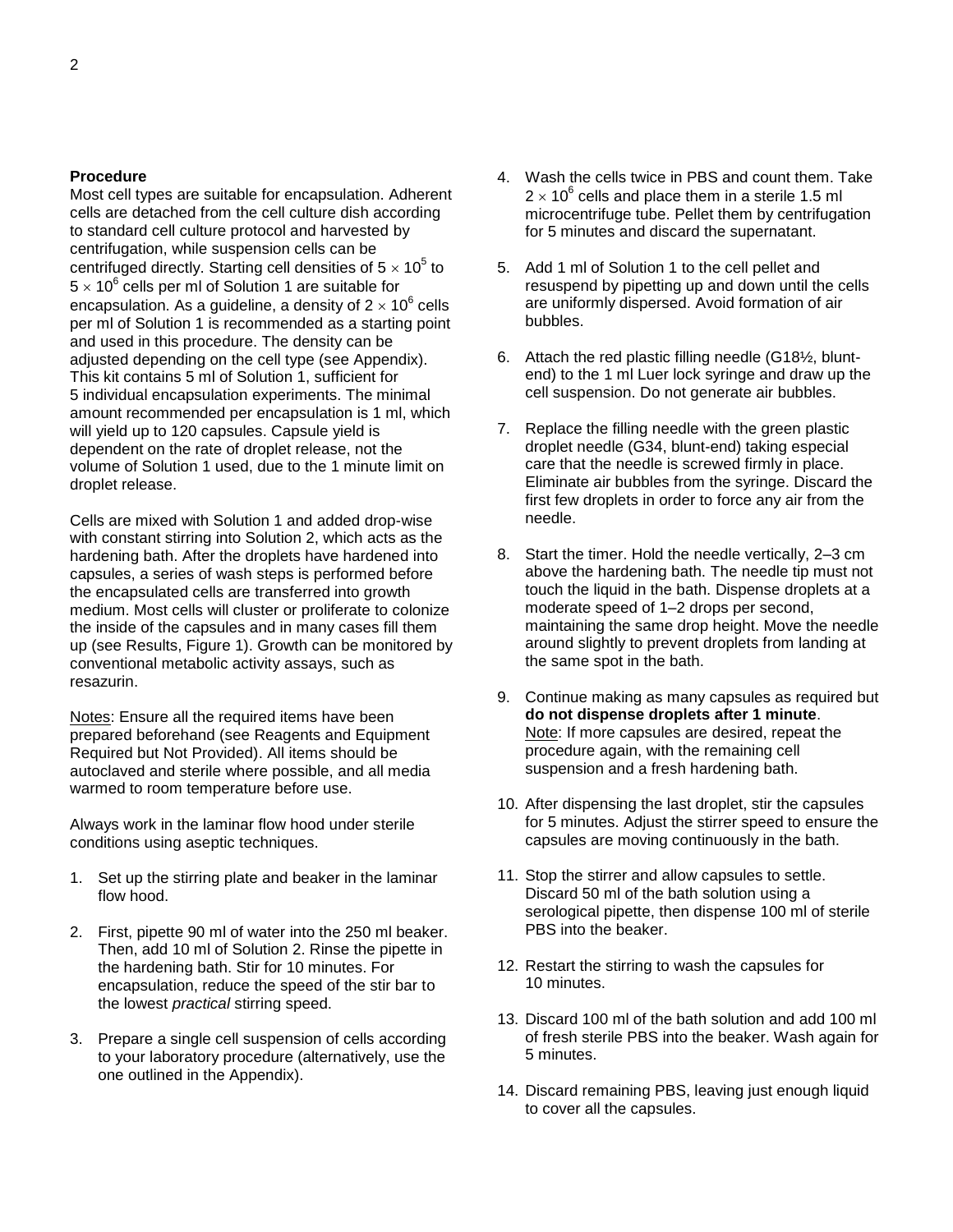## Procedure

Most cell types are suitable for encapsulation. Adherent cells are detached from the cell culture dish according to standard cell culture protocol and harvested by centrifugation, while suspension cells can be centrifuged directly. Starting cell densities of $5 \times 10^5$ to $5 \times 10^6$ cells per ml of Solution 1 are suitable for encapsulation. As a guideline, a density of $2 \times 10^6$ cells per ml of Solution 1 is recommended as a starting point and used in this procedure. The density can be adjusted depending on the cell type (see Appendix). This kit contains 5 ml of Solution 1, sufficient for 5 individual encapsulation experiments. The minimal amount recommended per encapsulation is 1 ml, which will yield up to 120 capsules. Capsule yield is dependent on the rate of droplet release, not the volume of Solution 1 used, due to the 1 minute limit on droplet release.

Cells are mixed with Solution 1 and added drop-wise with constant stirring into Solution 2, which acts as the hardening bath. After the droplets have hardened into capsules, a series of wash steps is performed before the encapsulated cells are transferred into growth medium. Most cells will cluster or proliferate to colonize the inside of the capsules and in many cases fill them up (see Results, Figure 1). Growth can be monitored by conventional metabolic activity assays, such as resazurin.

Notes: Ensure all the required items have been prepared beforehand (see Reagents and Equipment Required but Not Provided). All items should be autoclaved and sterile where possible, and all media warmed to room temperature before use.

Always work in the laminar flow hood under sterile conditions using aseptic techniques.

1. Set up the stirring plate and beaker in the laminar flow hood.
2. First, pipette 90 ml of water into the 250 ml beaker. Then, add 10 ml of Solution 2. Rinse the pipette in the hardening bath. Stir for 10 minutes. For encapsulation, reduce the speed of the stir bar to the lowest *practical* stirring speed.
3. Prepare a single cell suspension of cells according to your laboratory procedure (alternatively, use the one outlined in the Appendix).
4. Wash the cells twice in PBS and count them. Take $2 \times 10^6$ cells and place them in a sterile 1.5 ml microcentrifuge tube. Pellet them by centrifugation for 5 minutes and discard the supernatant.
5. Add 1 ml of Solution 1 to the cell pellet and resuspend by pipetting up and down until the cells are uniformly dispersed. Avoid formation of air bubbles.
6. Attach the red plastic filling needle (G18½, blunt-end) to the 1 ml Luer lock syringe and draw up the cell suspension. Do not generate air bubbles.
7. Replace the filling needle with the green plastic droplet needle (G34, blunt-end) taking especial care that the needle is screwed firmly in place. Eliminate air bubbles from the syringe. Discard the first few droplets in order to force any air from the needle.
8. Start the timer. Hold the needle vertically, 2–3 cm above the hardening bath. The needle tip must not touch the liquid in the bath. Dispense droplets at a moderate speed of 1–2 drops per second, maintaining the same drop height. Move the needle around slightly to prevent droplets from landing at the same spot in the bath.
9. Continue making as many capsules as required but **do not dispense droplets after 1 minute**.
   Note: If more capsules are desired, repeat the procedure again, with the remaining cell suspension and a fresh hardening bath.
10. After dispensing the last droplet, stir the capsules for 5 minutes. Adjust the stirrer speed to ensure the capsules are moving continuously in the bath.
11. Stop the stirrer and allow capsules to settle. Discard 50 ml of the bath solution using a serological pipette, then dispense 100 ml of sterile PBS into the beaker.
12. Restart the stirring to wash the capsules for 10 minutes.
13. Discard 100 ml of the bath solution and add 100 ml of fresh sterile PBS into the beaker. Wash again for 5 minutes.
14. Discard remaining PBS, leaving just enough liquid to cover all the capsules.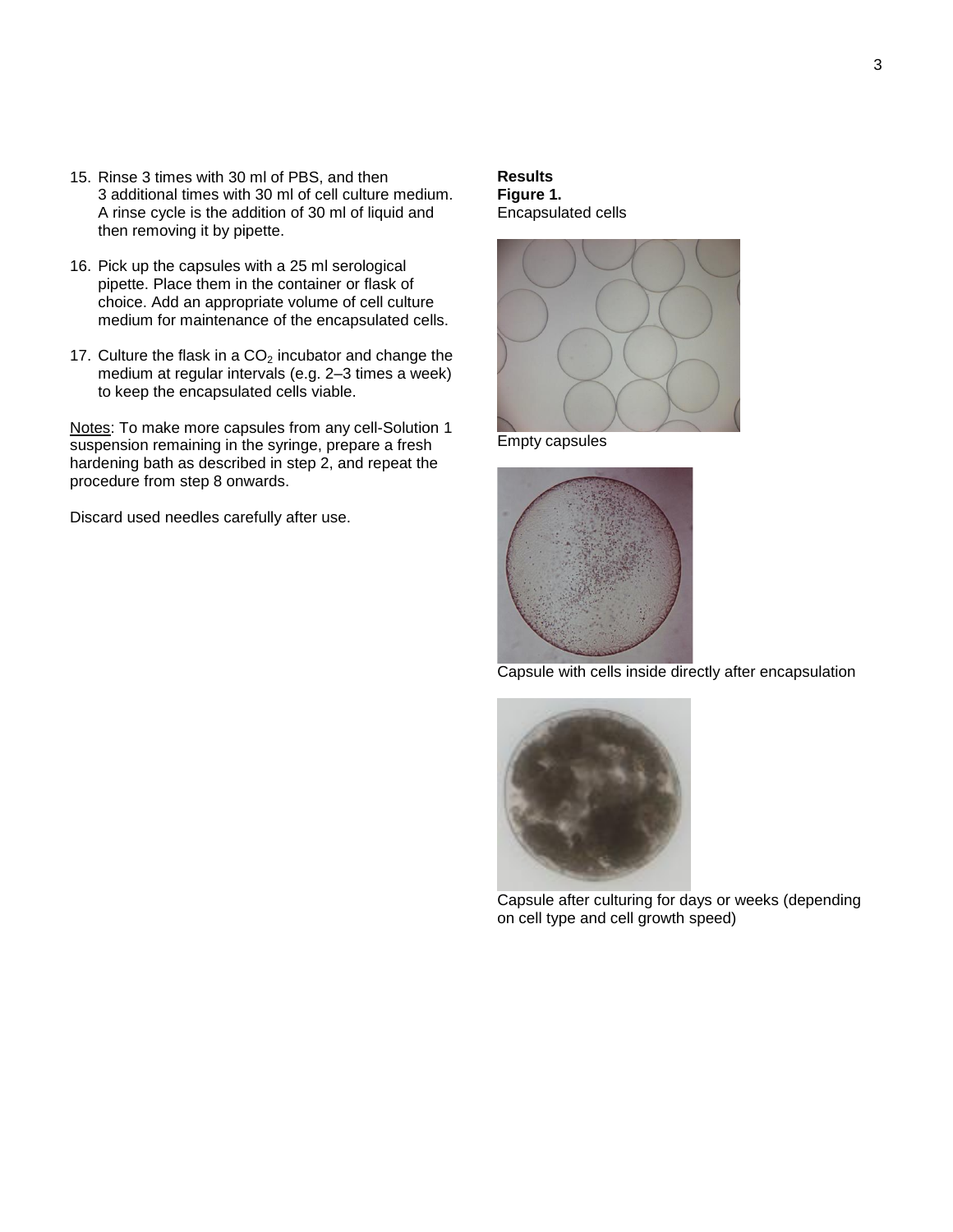15. Rinse 3 times with 30 ml of PBS, and then 3 additional times with 30 ml of cell culture medium. A rinse cycle is the addition of 30 ml of liquid and then removing it by pipette.

16. Pick up the capsules with a 25 ml serological pipette. Place them in the container or flask of choice. Add an appropriate volume of cell culture medium for maintenance of the encapsulated cells.

17. Culture the flask in a $CO_2$ incubator and change the medium at regular intervals (e.g. 2–3 times a week) to keep the encapsulated cells viable.

Notes: To make more capsules from any cell-Solution 1 suspension remaining in the syringe, prepare a fresh hardening bath as described in step 2, and repeat the procedure from step 8 onwards.

Discard used needles carefully after use.

**Results**

**Figure 1.**

Encapsulated cells

Empty capsules

Capsule with cells inside directly after encapsulation

Capsule after culturing for days or weeks (depending on cell type and cell growth speed)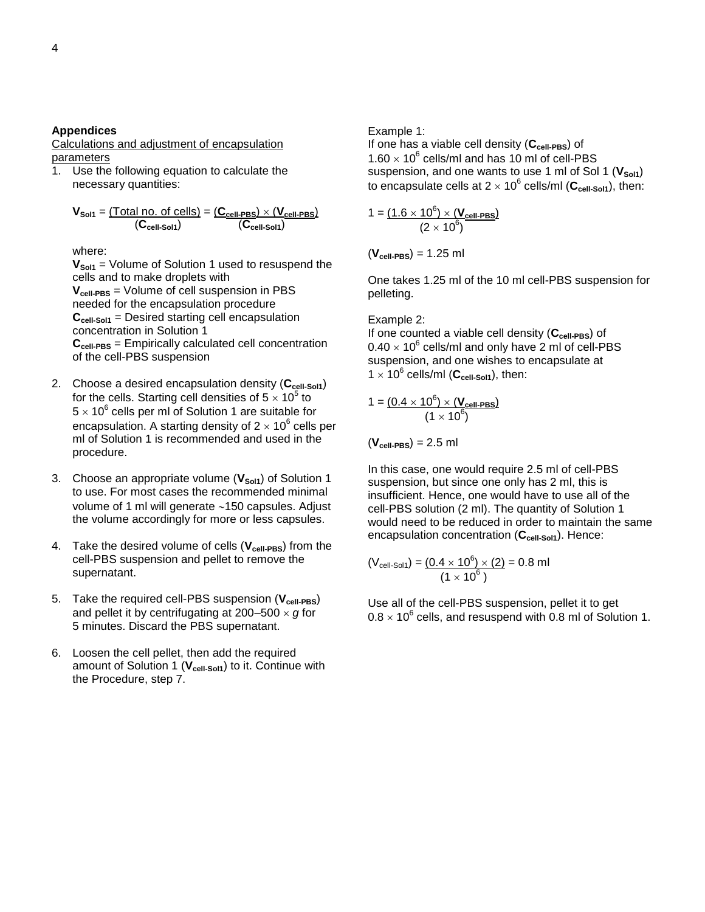## Appendices

Calculations and adjustment of encapsulation parameters

1. Use the following equation to calculate the necessary quantities:

$$\mathbf{V_{Sol1}} = \frac{\text{(Total no. of cells)}}{(\mathbf{C_{cell\text{-}Sol1}})} = \frac{(\mathbf{C_{cell\text{-}PBS}}) \times (\mathbf{V_{cell\text{-}PBS}})}{(\mathbf{C_{cell\text{-}Sol1}})}$$

   where:
   $\mathbf{V_{Sol1}}$ = Volume of Solution 1 used to resuspend the cells and to make droplets with
   $\mathbf{V_{cell\text{-}PBS}}$ = Volume of cell suspension in PBS needed for the encapsulation procedure
   $\mathbf{C_{cell\text{-}Sol1}}$ = Desired starting cell encapsulation concentration in Solution 1
   $\mathbf{C_{cell\text{-}PBS}}$ = Empirically calculated cell concentration of the cell-PBS suspension

2. Choose a desired encapsulation density ($\mathbf{C_{cell\text{-}Sol1}}$) for the cells. Starting cell densities of $5 \times 10^5$ to $5 \times 10^6$ cells per ml of Solution 1 are suitable for encapsulation. A starting density of $2 \times 10^6$ cells per ml of Solution 1 is recommended and used in the procedure.

3. Choose an appropriate volume ($\mathbf{V_{Sol1}}$) of Solution 1 to use. For most cases the recommended minimal volume of 1 ml will generate ~150 capsules. Adjust the volume accordingly for more or less capsules.

4. Take the desired volume of cells ($\mathbf{V_{cell\text{-}PBS}}$) from the cell-PBS suspension and pellet to remove the supernatant.

5. Take the required cell-PBS suspension ($\mathbf{V_{cell\text{-}PBS}}$) and pellet it by centrifugating at 200–500 × *g* for 5 minutes. Discard the PBS supernatant.

6. Loosen the cell pellet, then add the required amount of Solution 1 ($\mathbf{V_{cell\text{-}Sol1}}$) to it. Continue with the Procedure, step 7.

Example 1:
If one has a viable cell density ($\mathbf{C_{cell\text{-}PBS}}$) of $1.60 \times 10^6$ cells/ml and has 10 ml of cell-PBS suspension, and one wants to use 1 ml of Sol 1 ($\mathbf{V_{Sol1}}$) to encapsulate cells at $2 \times 10^6$ cells/ml ($\mathbf{C_{cell\text{-}Sol1}}$), then:

$$1 = \frac{(1.6 \times 10^6) \times (\mathbf{V_{cell\text{-}PBS}})}{(2 \times 10^6)}$$

$$(\mathbf{V_{cell\text{-}PBS}}) = 1.25 \text{ ml}$$

One takes 1.25 ml of the 10 ml cell-PBS suspension for pelleting.

Example 2:
If one counted a viable cell density ($\mathbf{C_{cell\text{-}PBS}}$) of $0.40 \times 10^6$ cells/ml and only have 2 ml of cell-PBS suspension, and one wishes to encapsulate at $1 \times 10^6$ cells/ml ($\mathbf{C_{cell\text{-}Sol1}}$), then:

$$1 = \frac{(0.4 \times 10^6) \times (\mathbf{V_{cell\text{-}PBS}})}{(1 \times 10^6)}$$

$$(\mathbf{V_{cell\text{-}PBS}}) = 2.5 \text{ ml}$$

In this case, one would require 2.5 ml of cell-PBS suspension, but since one only has 2 ml, this is insufficient. Hence, one would have to use all of the cell-PBS solution (2 ml). The quantity of Solution 1 would need to be reduced in order to maintain the same encapsulation concentration ($\mathbf{C_{cell\text{-}Sol1}}$). Hence:

$$(V_{cell\text{-}Sol1}) = \frac{(0.4 \times 10^6) \times (2)}{(1 \times 10^6)} = 0.8 \text{ ml}$$

Use all of the cell-PBS suspension, pellet it to get $0.8 \times 10^6$ cells, and resuspend with 0.8 ml of Solution 1.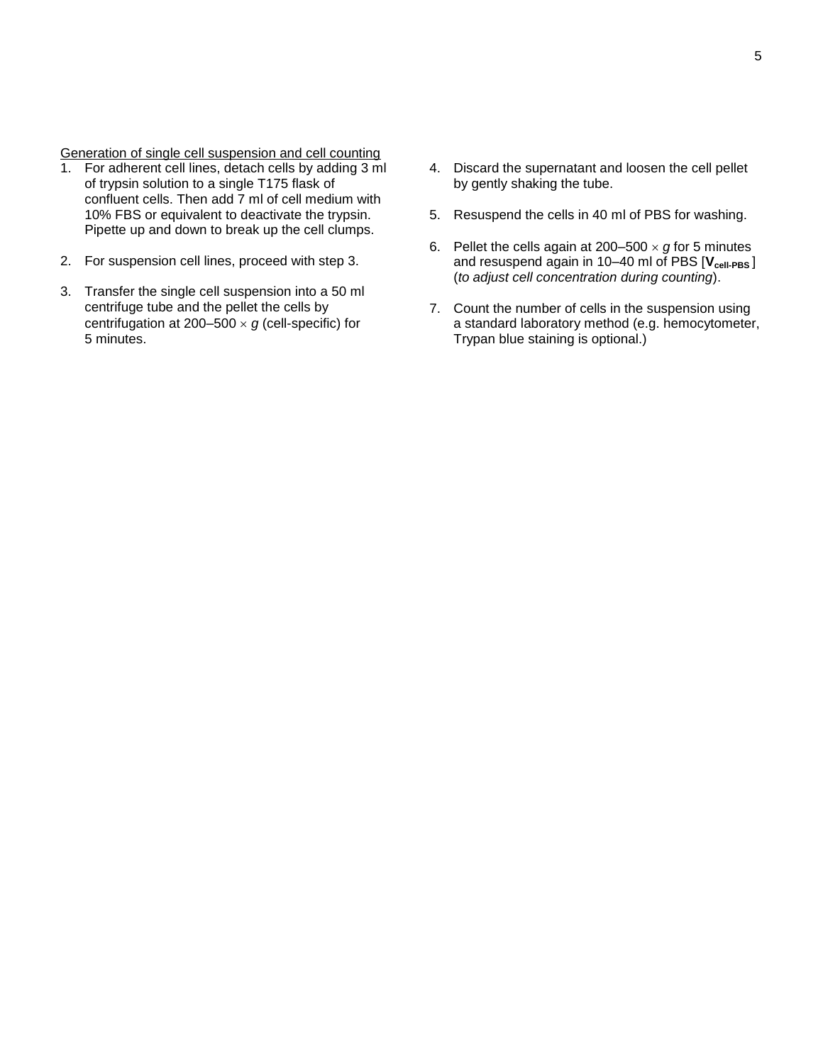<u>Generation of single cell suspension and cell counting</u>

1. For adherent cell lines, detach cells by adding 3 ml of trypsin solution to a single T175 flask of confluent cells. Then add 7 ml of cell medium with 10% FBS or equivalent to deactivate the trypsin. Pipette up and down to break up the cell clumps.

2. For suspension cell lines, proceed with step 3.

3. Transfer the single cell suspension into a 50 ml centrifuge tube and the pellet the cells by centrifugation at 200–500 × *g* (cell-specific) for 5 minutes.

4. Discard the supernatant and loosen the cell pellet by gently shaking the tube.

5. Resuspend the cells in 40 ml of PBS for washing.

6. Pellet the cells again at 200–500 × *g* for 5 minutes and resuspend again in 10–40 ml of PBS [$\mathbf{V_{cell\text{-}PBS}}$] (*to adjust cell concentration during counting*).

7. Count the number of cells in the suspension using a standard laboratory method (e.g. hemocytometer, Trypan blue staining is optional.)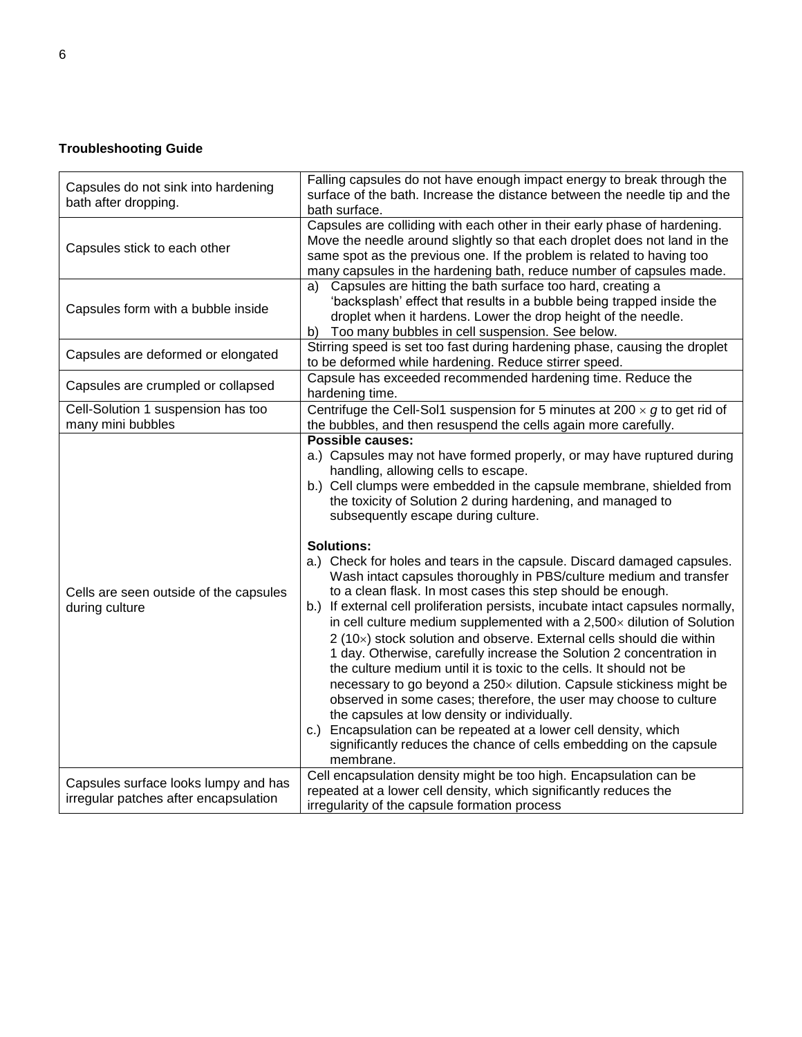**Troubleshooting Guide**

| | |
|---|---|
| Capsules do not sink into hardening bath after dropping. | Falling capsules do not have enough impact energy to break through the surface of the bath. Increase the distance between the needle tip and the bath surface. |
| Capsules stick to each other | Capsules are colliding with each other in their early phase of hardening. Move the needle around slightly so that each droplet does not land in the same spot as the previous one. If the problem is related to having too many capsules in the hardening bath, reduce number of capsules made. |
| Capsules form with a bubble inside | a) Capsules are hitting the bath surface too hard, creating a 'backsplash' effect that results in a bubble being trapped inside the droplet when it hardens. Lower the drop height of the needle.<br>b) Too many bubbles in cell suspension. See below. |
| Capsules are deformed or elongated | Stirring speed is set too fast during hardening phase, causing the droplet to be deformed while hardening. Reduce stirrer speed. |
| Capsules are crumpled or collapsed | Capsule has exceeded recommended hardening time. Reduce the hardening time. |
| Cell-Solution 1 suspension has too many mini bubbles | Centrifuge the Cell-Sol1 suspension for 5 minutes at 200 × *g* to get rid of the bubbles, and then resuspend the cells again more carefully. |
| Cells are seen outside of the capsules during culture | **Possible causes:**<br>a.) Capsules may not have formed properly, or may have ruptured during handling, allowing cells to escape.<br>b.) Cell clumps were embedded in the capsule membrane, shielded from the toxicity of Solution 2 during hardening, and managed to subsequently escape during culture.<br><br>**Solutions:**<br>a.) Check for holes and tears in the capsule. Discard damaged capsules. Wash intact capsules thoroughly in PBS/culture medium and transfer to a clean flask. In most cases this step should be enough.<br>b.) If external cell proliferation persists, incubate intact capsules normally, in cell culture medium supplemented with a 2,500× dilution of Solution 2 (10×) stock solution and observe. External cells should die within 1 day. Otherwise, carefully increase the Solution 2 concentration in the culture medium until it is toxic to the cells. It should not be necessary to go beyond a 250× dilution. Capsule stickiness might be observed in some cases; therefore, the user may choose to culture the capsules at low density or individually.<br>c.) Encapsulation can be repeated at a lower cell density, which significantly reduces the chance of cells embedding on the capsule membrane. |
| Capsules surface looks lumpy and has irregular patches after encapsulation | Cell encapsulation density might be too high. Encapsulation can be repeated at a lower cell density, which significantly reduces the irregularity of the capsule formation process |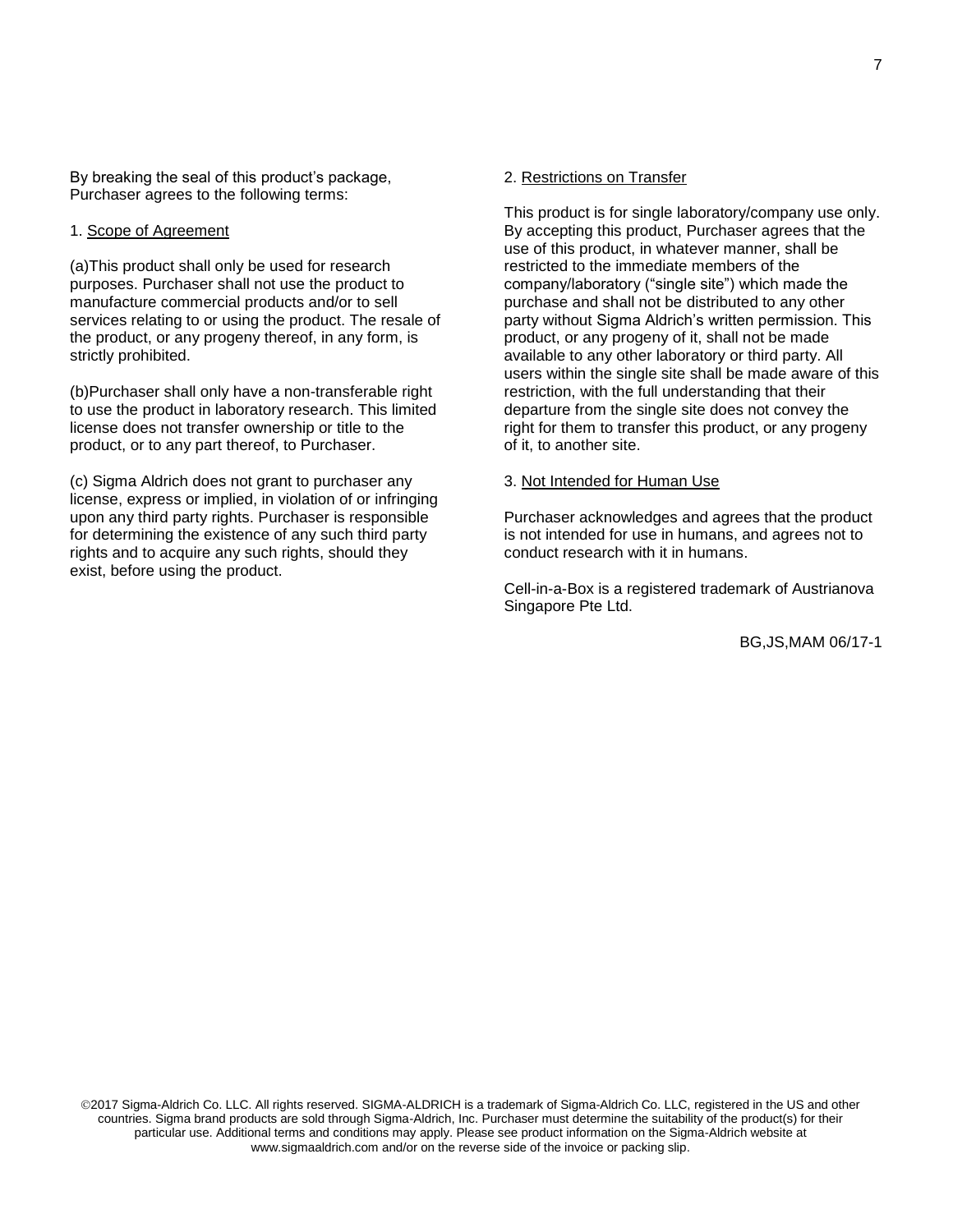By breaking the seal of this product's package, Purchaser agrees to the following terms:

1. Scope of Agreement

(a)This product shall only be used for research purposes. Purchaser shall not use the product to manufacture commercial products and/or to sell services relating to or using the product. The resale of the product, or any progeny thereof, in any form, is strictly prohibited.

(b)Purchaser shall only have a non-transferable right to use the product in laboratory research. This limited license does not transfer ownership or title to the product, or to any part thereof, to Purchaser.

(c) Sigma Aldrich does not grant to purchaser any license, express or implied, in violation of or infringing upon any third party rights. Purchaser is responsible for determining the existence of any such third party rights and to acquire any such rights, should they exist, before using the product.

2. Restrictions on Transfer

This product is for single laboratory/company use only. By accepting this product, Purchaser agrees that the use of this product, in whatever manner, shall be restricted to the immediate members of the company/laboratory ("single site") which made the purchase and shall not be distributed to any other party without Sigma Aldrich's written permission. This product, or any progeny of it, shall not be made available to any other laboratory or third party. All users within the single site shall be made aware of this restriction, with the full understanding that their departure from the single site does not convey the right for them to transfer this product, or any progeny of it, to another site.

3. Not Intended for Human Use

Purchaser acknowledges and agrees that the product is not intended for use in humans, and agrees not to conduct research with it in humans.

Cell-in-a-Box is a registered trademark of Austrianova Singapore Pte Ltd.

BG,JS,MAM 06/17-1

©2017 Sigma-Aldrich Co. LLC. All rights reserved. SIGMA-ALDRICH is a trademark of Sigma-Aldrich Co. LLC, registered in the US and other countries. Sigma brand products are sold through Sigma-Aldrich, Inc. Purchaser must determine the suitability of the product(s) for their particular use. Additional terms and conditions may apply. Please see product information on the Sigma-Aldrich website at www.sigmaaldrich.com and/or on the reverse side of the invoice or packing slip.